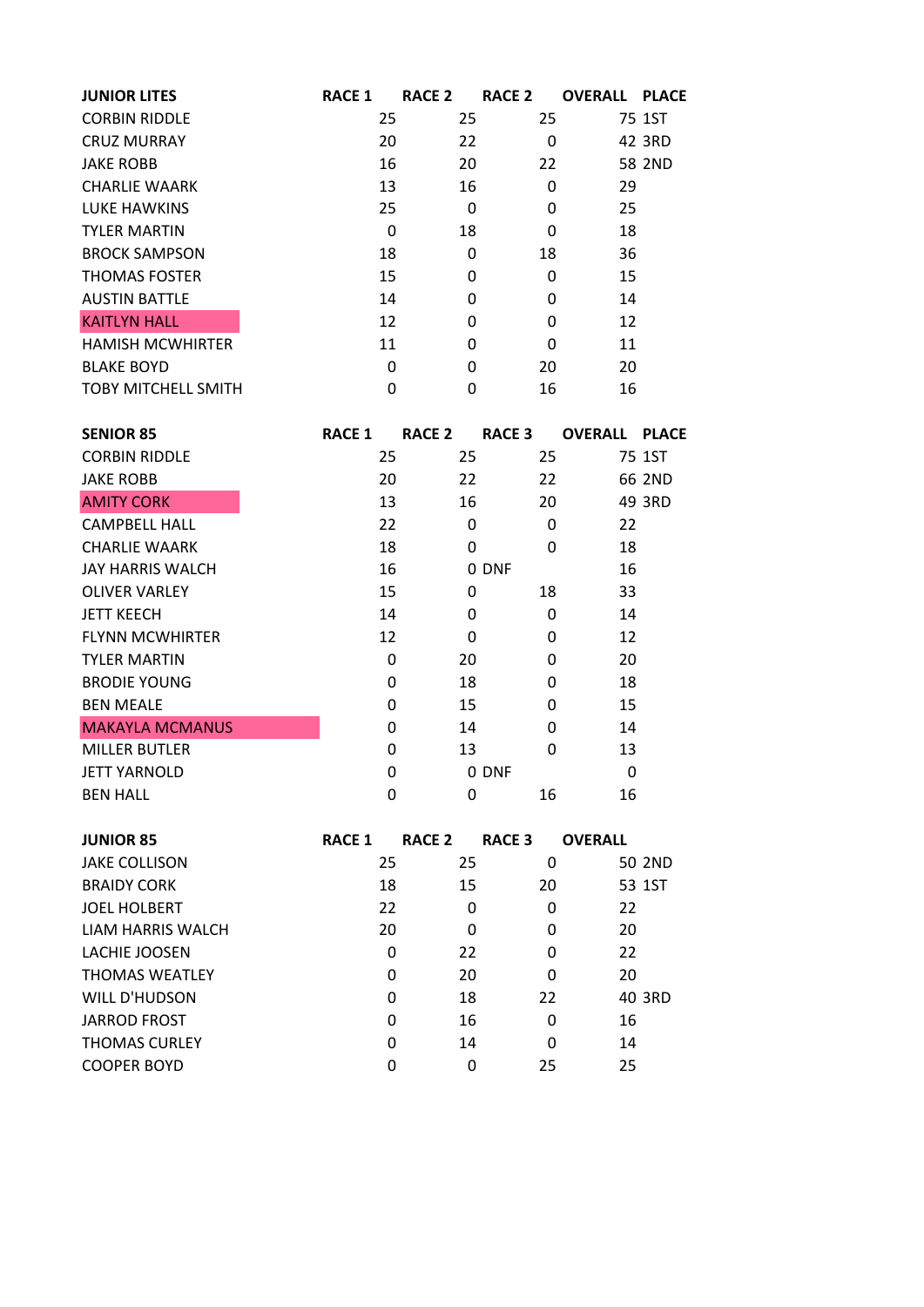| JUNIOR LITES | RACE 1 | RACE 2 | RACE 2 | OVERALL | PLACE |
|---|---|---|---|---|---|
| CORBIN RIDDLE | 25 | 25 | 25 | 75 | 1ST |
| CRUZ MURRAY | 20 | 22 | 0 | 42 | 3RD |
| JAKE ROBB | 16 | 20 | 22 | 58 | 2ND |
| CHARLIE WAARK | 13 | 16 | 0 | 29 | |
| LUKE HAWKINS | 25 | 0 | 0 | 25 | |
| TYLER MARTIN | 0 | 18 | 0 | 18 | |
| BROCK SAMPSON | 18 | 0 | 18 | 36 | |
| THOMAS FOSTER | 15 | 0 | 0 | 15 | |
| AUSTIN BATTLE | 14 | 0 | 0 | 14 | |
| KAITLYN HALL | 12 | 0 | 0 | 12 | |
| HAMISH MCWHIRTER | 11 | 0 | 0 | 11 | |
| BLAKE BOYD | 0 | 0 | 20 | 20 | |
| TOBY MITCHELL SMITH | 0 | 0 | 16 | 16 | |

| SENIOR 85 | RACE 1 | RACE 2 | RACE 3 | OVERALL | PLACE |
|---|---|---|---|---|---|
| CORBIN RIDDLE | 25 | 25 | 25 | 75 | 1ST |
| JAKE ROBB | 20 | 22 | 22 | 66 | 2ND |
| AMITY CORK | 13 | 16 | 20 | 49 | 3RD |
| CAMPBELL HALL | 22 | 0 | 0 | 22 | |
| CHARLIE WAARK | 18 | 0 | 0 | 18 | |
| JAY HARRIS WALCH | 16 | 0 | DNF | 16 | |
| OLIVER VARLEY | 15 | 0 | 18 | 33 | |
| JETT KEECH | 14 | 0 | 0 | 14 | |
| FLYNN MCWHIRTER | 12 | 0 | 0 | 12 | |
| TYLER MARTIN | 0 | 20 | 0 | 20 | |
| BRODIE YOUNG | 0 | 18 | 0 | 18 | |
| BEN MEALE | 0 | 15 | 0 | 15 | |
| MAKAYLA MCMANUS | 0 | 14 | 0 | 14 | |
| MILLER BUTLER | 0 | 13 | 0 | 13 | |
| JETT YARNOLD | 0 | 0 | DNF | 0 | |
| BEN HALL | 0 | 0 | 16 | 16 | |

| JUNIOR 85 | RACE 1 | RACE 2 | RACE 3 | OVERALL | |
|---|---|---|---|---|---|
| JAKE COLLISON | 25 | 25 | 0 | 50 | 2ND |
| BRAIDY CORK | 18 | 15 | 20 | 53 | 1ST |
| JOEL HOLBERT | 22 | 0 | 0 | 22 | |
| LIAM HARRIS WALCH | 20 | 0 | 0 | 20 | |
| LACHIE JOOSEN | 0 | 22 | 0 | 22 | |
| THOMAS WEATLEY | 0 | 20 | 0 | 20 | |
| WILL D'HUDSON | 0 | 18 | 22 | 40 | 3RD |
| JARROD FROST | 0 | 16 | 0 | 16 | |
| THOMAS CURLEY | 0 | 14 | 0 | 14 | |
| COOPER BOYD | 0 | 0 | 25 | 25 | |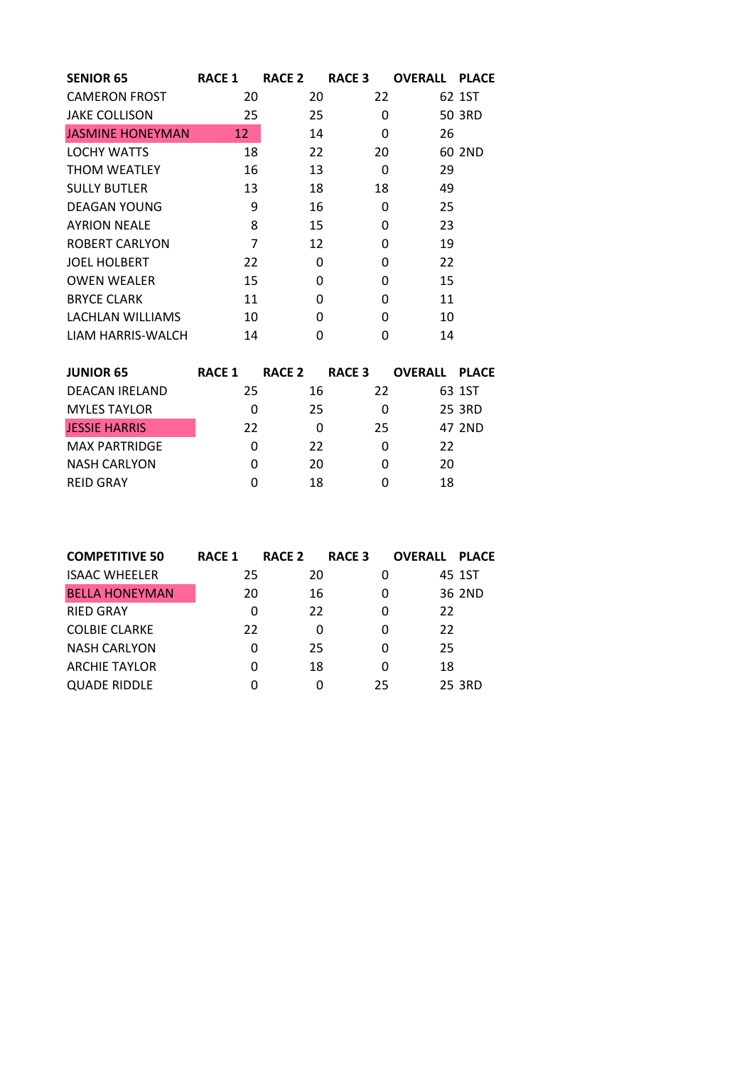| SENIOR 65 | RACE 1 | RACE 2 | RACE 3 | OVERALL | PLACE |
|---|---|---|---|---|---|
| CAMERON FROST | 20 | 20 | 22 | 62 | 1ST |
| JAKE COLLISON | 25 | 25 | 0 | 50 | 3RD |
| JASMINE HONEYMAN | 12 | 14 | 0 | 26 | |
| LOCHY WATTS | 18 | 22 | 20 | 60 | 2ND |
| THOM WEATLEY | 16 | 13 | 0 | 29 | |
| SULLY BUTLER | 13 | 18 | 18 | 49 | |
| DEAGAN YOUNG | 9 | 16 | 0 | 25 | |
| AYRION NEALE | 8 | 15 | 0 | 23 | |
| ROBERT CARLYON | 7 | 12 | 0 | 19 | |
| JOEL HOLBERT | 22 | 0 | 0 | 22 | |
| OWEN WEALER | 15 | 0 | 0 | 15 | |
| BRYCE CLARK | 11 | 0 | 0 | 11 | |
| LACHLAN WILLIAMS | 10 | 0 | 0 | 10 | |
| LIAM HARRIS-WALCH | 14 | 0 | 0 | 14 | |

| JUNIOR 65 | RACE 1 | RACE 2 | RACE 3 | OVERALL | PLACE |
|---|---|---|---|---|---|
| DEACAN IRELAND | 25 | 16 | 22 | 63 | 1ST |
| MYLES TAYLOR | 0 | 25 | 0 | 25 | 3RD |
| JESSIE HARRIS | 22 | 0 | 25 | 47 | 2ND |
| MAX PARTRIDGE | 0 | 22 | 0 | 22 | |
| NASH CARLYON | 0 | 20 | 0 | 20 | |
| REID GRAY | 0 | 18 | 0 | 18 | |

| COMPETITIVE 50 | RACE 1 | RACE 2 | RACE 3 | OVERALL | PLACE |
|---|---|---|---|---|---|
| ISAAC WHEELER | 25 | 20 | 0 | 45 | 1ST |
| BELLA HONEYMAN | 20 | 16 | 0 | 36 | 2ND |
| RIED GRAY | 0 | 22 | 0 | 22 | |
| COLBIE CLARKE | 22 | 0 | 0 | 22 | |
| NASH CARLYON | 0 | 25 | 0 | 25 | |
| ARCHIE TAYLOR | 0 | 18 | 0 | 18 | |
| QUADE RIDDLE | 0 | 0 | 25 | 25 | 3RD |